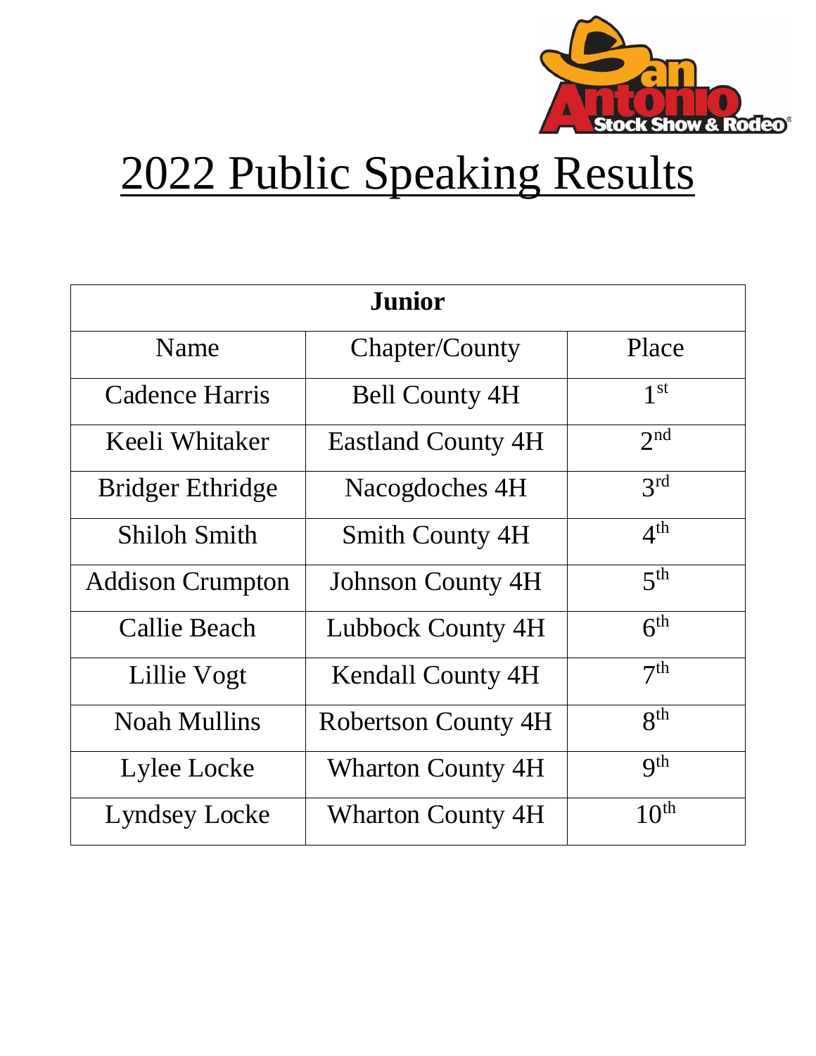# 2022 Public Speaking Results

| Junior | | |
|---|---|---|
| Name | Chapter/County | Place |
| Cadence Harris | Bell County 4H | 1st |
| Keeli Whitaker | Eastland County 4H | 2nd |
| Bridger Ethridge | Nacogdoches 4H | 3rd |
| Shiloh Smith | Smith County 4H | 4th |
| Addison Crumpton | Johnson County 4H | 5th |
| Callie Beach | Lubbock County 4H | 6th |
| Lillie Vogt | Kendall County 4H | 7th |
| Noah Mullins | Robertson County 4H | 8th |
| Lylee Locke | Wharton County 4H | 9th |
| Lyndsey Locke | Wharton County 4H | 10th |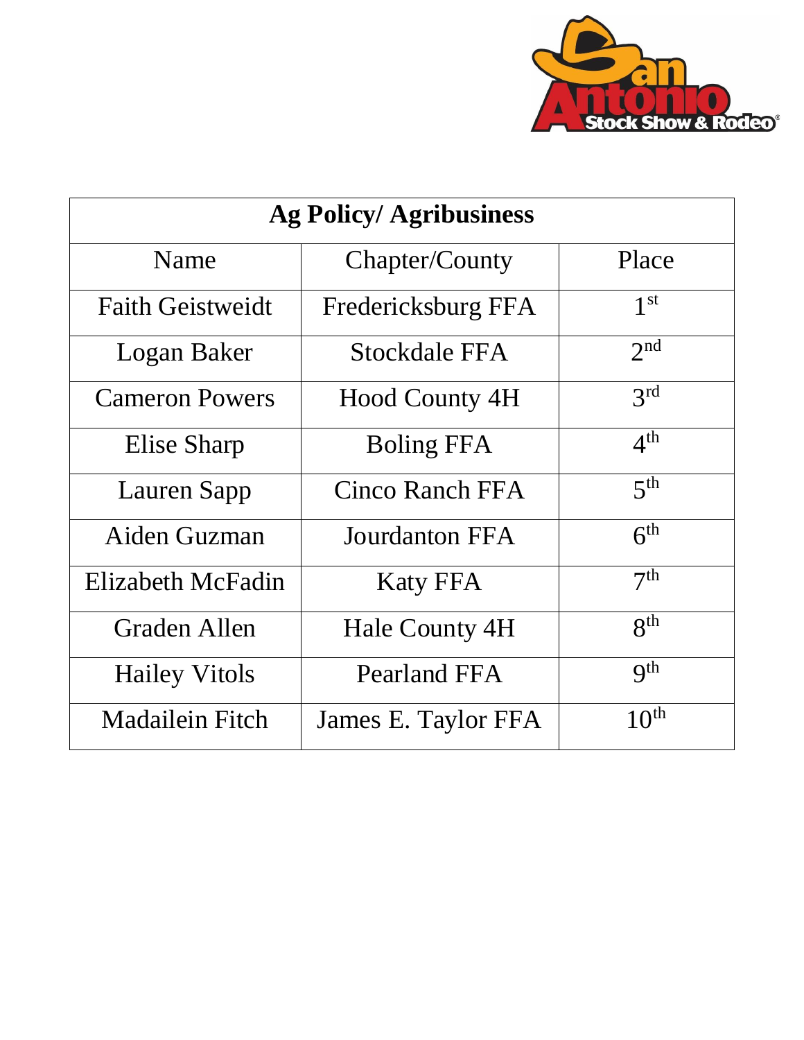| Ag Policy/ Agribusiness | | |
|---|---|---|
| Name | Chapter/County | Place |
| Faith Geistweidt | Fredericksburg FFA | 1st |
| Logan Baker | Stockdale FFA | 2nd |
| Cameron Powers | Hood County 4H | 3rd |
| Elise Sharp | Boling FFA | 4th |
| Lauren Sapp | Cinco Ranch FFA | 5th |
| Aiden Guzman | Jourdanton FFA | 6th |
| Elizabeth McFadin | Katy FFA | 7th |
| Graden Allen | Hale County 4H | 8th |
| Hailey Vitols | Pearland FFA | 9th |
| Madailein Fitch | James E. Taylor FFA | 10th |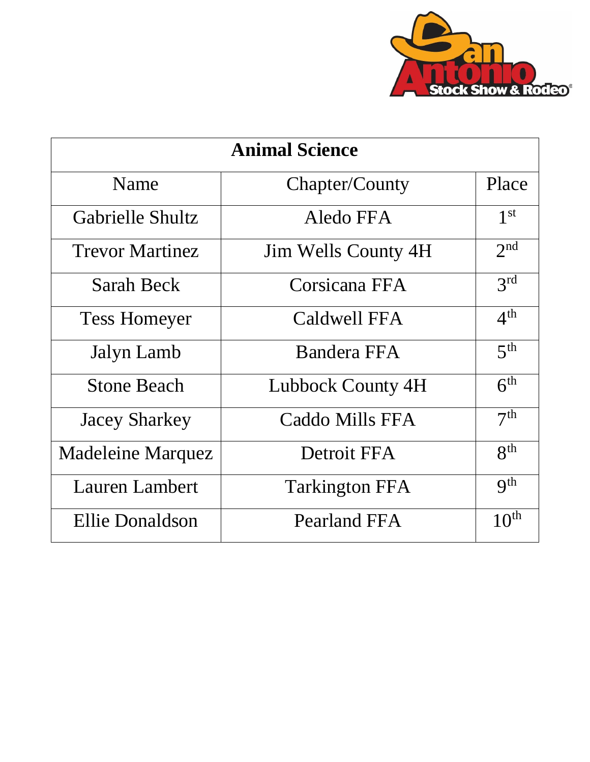| Animal Science | | |
|---|---|---|
| Name | Chapter/County | Place |
| Gabrielle Shultz | Aledo FFA | 1st |
| Trevor Martinez | Jim Wells County 4H | 2nd |
| Sarah Beck | Corsicana FFA | 3rd |
| Tess Homeyer | Caldwell FFA | 4th |
| Jalyn Lamb | Bandera FFA | 5th |
| Stone Beach | Lubbock County 4H | 6th |
| Jacey Sharkey | Caddo Mills FFA | 7th |
| Madeleine Marquez | Detroit FFA | 8th |
| Lauren Lambert | Tarkington FFA | 9th |
| Ellie Donaldson | Pearland FFA | 10th |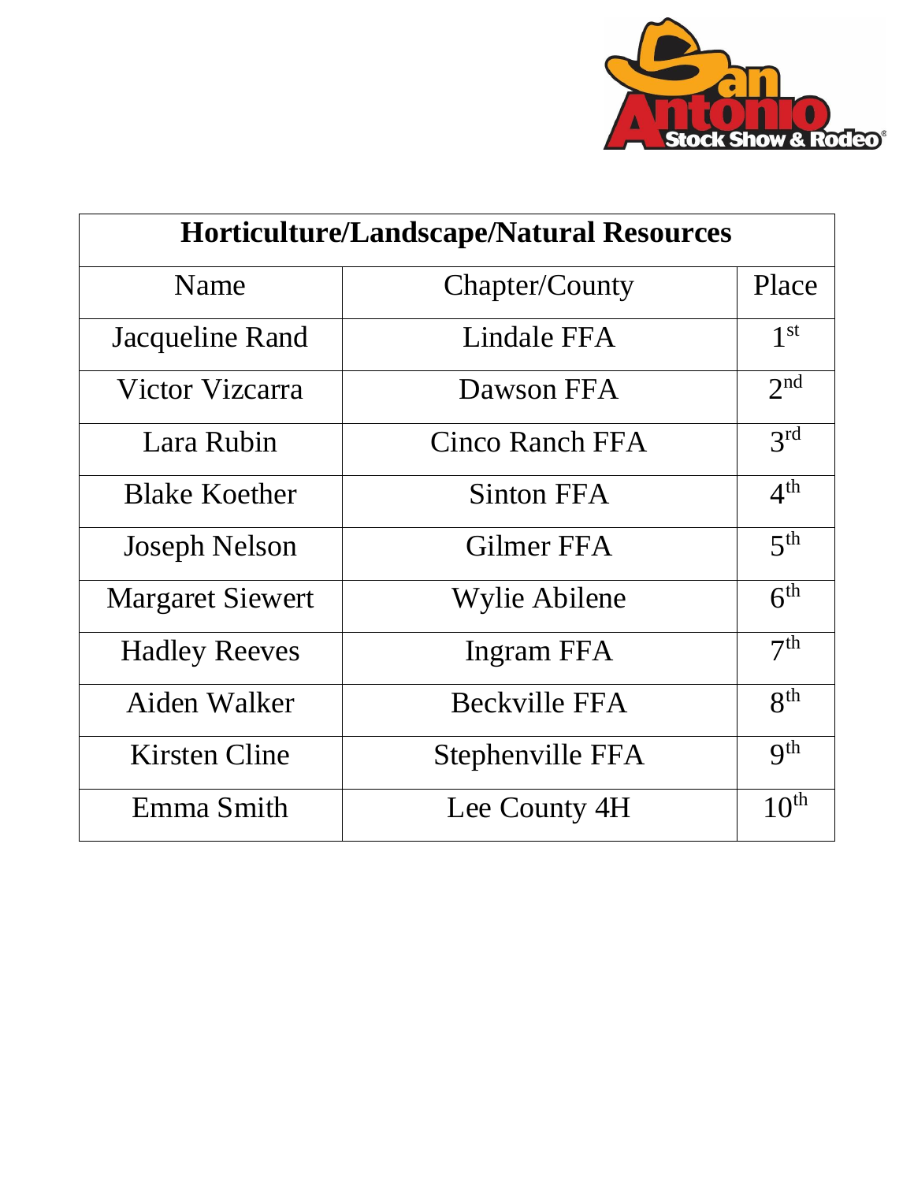| Horticulture/Landscape/Natural Resources | | |
|---|---|---|
| Name | Chapter/County | Place |
| Jacqueline Rand | Lindale FFA | 1st |
| Victor Vizcarra | Dawson FFA | 2nd |
| Lara Rubin | Cinco Ranch FFA | 3rd |
| Blake Koether | Sinton FFA | 4th |
| Joseph Nelson | Gilmer FFA | 5th |
| Margaret Siewert | Wylie Abilene | 6th |
| Hadley Reeves | Ingram FFA | 7th |
| Aiden Walker | Beckville FFA | 8th |
| Kirsten Cline | Stephenville FFA | 9th |
| Emma Smith | Lee County 4H | 10th |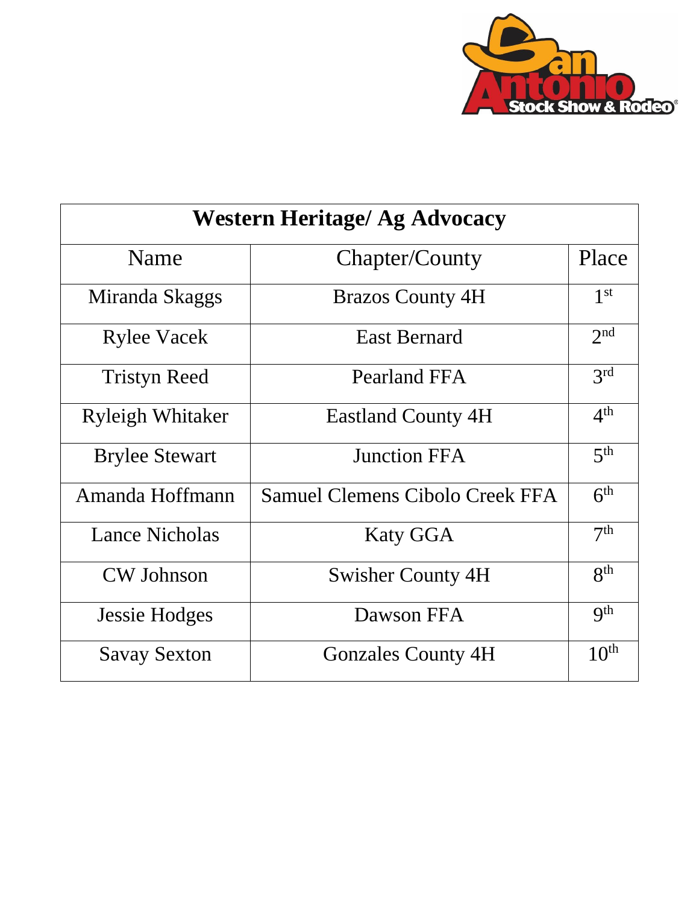| Western Heritage/ Ag Advocacy | | |
|---|---|---|
| Name | Chapter/County | Place |
| Miranda Skaggs | Brazos County 4H | 1st |
| Rylee Vacek | East Bernard | 2nd |
| Tristyn Reed | Pearland FFA | 3rd |
| Ryleigh Whitaker | Eastland County 4H | 4th |
| Brylee Stewart | Junction FFA | 5th |
| Amanda Hoffmann | Samuel Clemens Cibolo Creek FFA | 6th |
| Lance Nicholas | Katy GGA | 7th |
| CW Johnson | Swisher County 4H | 8th |
| Jessie Hodges | Dawson FFA | 9th |
| Savay Sexton | Gonzales County 4H | 10th |